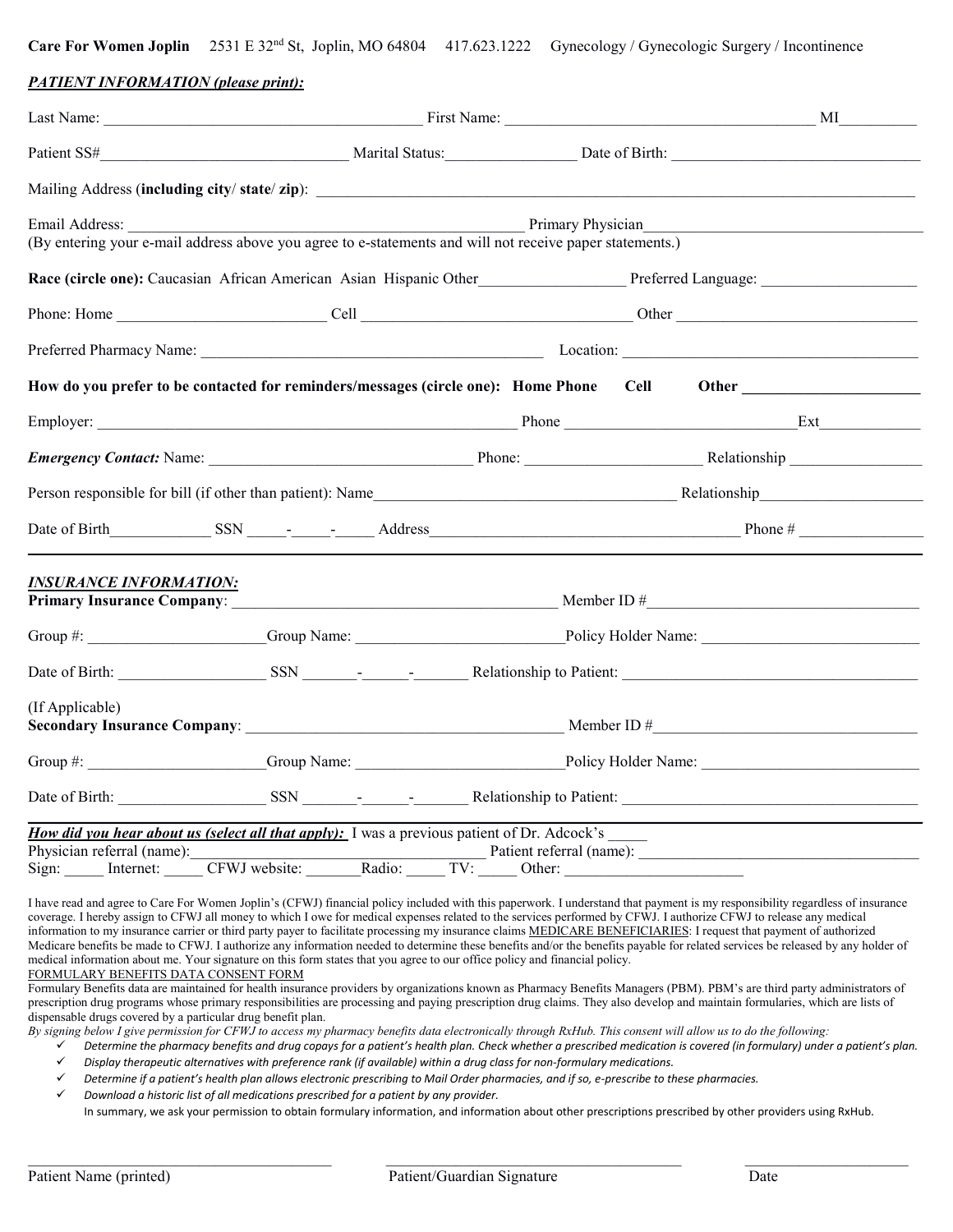**Care For Women Joplin** 2531 E 32nd St, Joplin, MO 64804 417.623.1222 Gynecology / Gynecologic Surgery / Incontinence

***PATIENT INFORMATION (please print):***

Last Name: ________________________ First Name: ________________________ MI________

Patient SS#________________________ Marital Status:______________ Date of Birth: ________________________

Mailing Address (**including city**/ **state**/ **zip**): ________________________________________________

Email Address: ________________________________ Primary Physician________________________
(By entering your e-mail address above you agree to e-statements and will not receive paper statements.)

**Race (circle one):** Caucasian African American Asian Hispanic Other______________ Preferred Language: ______________

Phone: Home ____________________ Cell ________________________ Other ________________________

Preferred Pharmacy Name: ________________________________ Location: ________________________

**How do you prefer to be contacted for reminders/messages (circle one): Home Phone Cell Other ______________**

Employer: ________________________________________ Phone ______________________Ext__________

***Emergency Contact:*** Name: ________________________ Phone: ________________ Relationship ______________

Person responsible for bill (if other than patient): Name________________________________ Relationship________________

Date of Birth__________ SSN _____-_____-_____ Address________________________________ Phone # ______________

***INSURANCE INFORMATION:***

**Primary Insurance Company**: ________________________________ Member ID #________________________

Group #: ________________Group Name: ____________________Policy Holder Name: ________________________

Date of Birth: ______________ SSN _______-______-_______ Relationship to Patient: ________________________

(If Applicable)
**Secondary Insurance Company**: ________________________________ Member ID #________________________

Group #: ________________Group Name: ____________________Policy Holder Name: ________________________

Date of Birth: ______________ SSN _______-______-_______ Relationship to Patient: ________________________

***How did you hear about us (select all that apply):*** I was a previous patient of Dr. Adcock's _____
Physician referral (name):________________________ Patient referral (name): ________________________
Sign: _____ Internet: _____ CFWJ website: _______Radio: _____ TV: _____ Other: ____________________

I have read and agree to Care For Women Joplin's (CFWJ) financial policy included with this paperwork. I understand that payment is my responsibility regardless of insurance coverage. I hereby assign to CFWJ all money to which I owe for medical expenses related to the services performed by CFWJ. I authorize CFWJ to release any medical information to my insurance carrier or third party payer to facilitate processing my insurance claims MEDICARE BENEFICIARIES: I request that payment of authorized Medicare benefits be made to CFWJ. I authorize any information needed to determine these benefits and/or the benefits payable for related services be released by any holder of medical information about me. Your signature on this form states that you agree to our office policy and financial policy.

FORMULARY BENEFITS DATA CONSENT FORM

Formulary Benefits data are maintained for health insurance providers by organizations known as Pharmacy Benefits Managers (PBM). PBM's are third party administrators of prescription drug programs whose primary responsibilities are processing and paying prescription drug claims. They also develop and maintain formularies, which are lists of dispensable drugs covered by a particular drug benefit plan.

*By signing below I give permission for CFWJ to access my pharmacy benefits data electronically through RxHub. This consent will allow us to do the following:*

- ✓ *Determine the pharmacy benefits and drug copays for a patient's health plan. Check whether a prescribed medication is covered (in formulary) under a patient's plan.*
- ✓ *Display therapeutic alternatives with preference rank (if available) within a drug class for non-formulary medications.*
- ✓ *Determine if a patient's health plan allows electronic prescribing to Mail Order pharmacies, and if so, e-prescribe to these pharmacies.*
- ✓ *Download a historic list of all medications prescribed for a patient by any provider.*

In summary, we ask your permission to obtain formulary information, and information about other prescriptions prescribed by other providers using RxHub.

________________________ ________________________ ______________

Patient Name (printed) Patient/Guardian Signature Date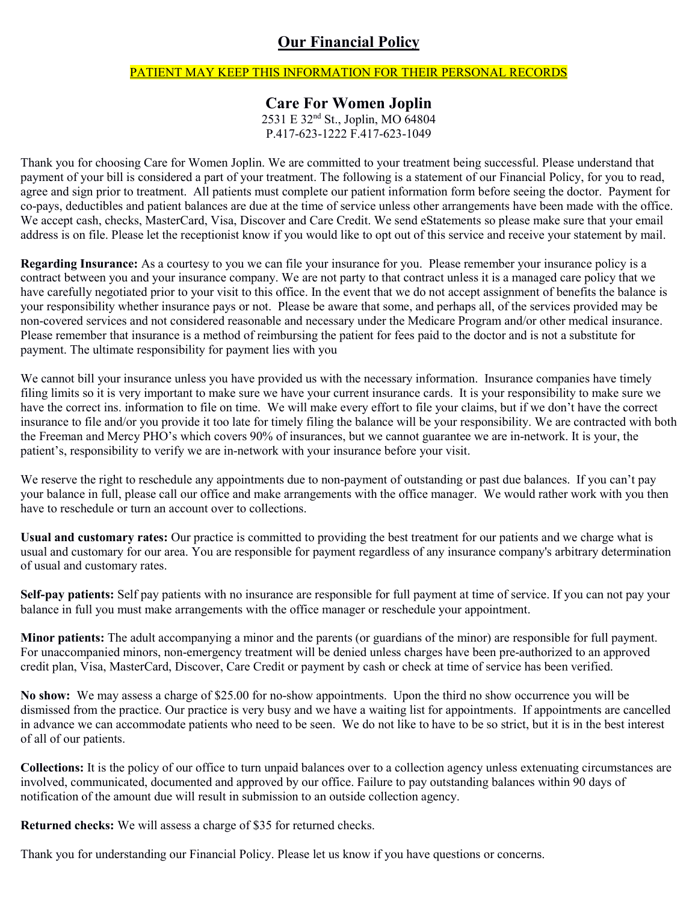# Our Financial Policy

PATIENT MAY KEEP THIS INFORMATION FOR THEIR PERSONAL RECORDS

## Care For Women Joplin

2531 E 32nd St., Joplin, MO 64804
P.417-623-1222 F.417-623-1049

Thank you for choosing Care for Women Joplin. We are committed to your treatment being successful. Please understand that payment of your bill is considered a part of your treatment. The following is a statement of our Financial Policy, for you to read, agree and sign prior to treatment. All patients must complete our patient information form before seeing the doctor. Payment for co-pays, deductibles and patient balances are due at the time of service unless other arrangements have been made with the office. We accept cash, checks, MasterCard, Visa, Discover and Care Credit. We send eStatements so please make sure that your email address is on file. Please let the receptionist know if you would like to opt out of this service and receive your statement by mail.

**Regarding Insurance:** As a courtesy to you we can file your insurance for you. Please remember your insurance policy is a contract between you and your insurance company. We are not party to that contract unless it is a managed care policy that we have carefully negotiated prior to your visit to this office. In the event that we do not accept assignment of benefits the balance is your responsibility whether insurance pays or not. Please be aware that some, and perhaps all, of the services provided may be non-covered services and not considered reasonable and necessary under the Medicare Program and/or other medical insurance. Please remember that insurance is a method of reimbursing the patient for fees paid to the doctor and is not a substitute for payment. The ultimate responsibility for payment lies with you

We cannot bill your insurance unless you have provided us with the necessary information. Insurance companies have timely filing limits so it is very important to make sure we have your current insurance cards. It is your responsibility to make sure we have the correct ins. information to file on time. We will make every effort to file your claims, but if we don't have the correct insurance to file and/or you provide it too late for timely filing the balance will be your responsibility. We are contracted with both the Freeman and Mercy PHO's which covers 90% of insurances, but we cannot guarantee we are in-network. It is your, the patient's, responsibility to verify we are in-network with your insurance before your visit.

We reserve the right to reschedule any appointments due to non-payment of outstanding or past due balances. If you can't pay your balance in full, please call our office and make arrangements with the office manager. We would rather work with you then have to reschedule or turn an account over to collections.

**Usual and customary rates:** Our practice is committed to providing the best treatment for our patients and we charge what is usual and customary for our area. You are responsible for payment regardless of any insurance company's arbitrary determination of usual and customary rates.

**Self-pay patients:** Self pay patients with no insurance are responsible for full payment at time of service. If you can not pay your balance in full you must make arrangements with the office manager or reschedule your appointment.

**Minor patients:** The adult accompanying a minor and the parents (or guardians of the minor) are responsible for full payment. For unaccompanied minors, non-emergency treatment will be denied unless charges have been pre-authorized to an approved credit plan, Visa, MasterCard, Discover, Care Credit or payment by cash or check at time of service has been verified.

**No show:** We may assess a charge of $25.00 for no-show appointments. Upon the third no show occurrence you will be dismissed from the practice. Our practice is very busy and we have a waiting list for appointments. If appointments are cancelled in advance we can accommodate patients who need to be seen. We do not like to have to be so strict, but it is in the best interest of all of our patients.

**Collections:** It is the policy of our office to turn unpaid balances over to a collection agency unless extenuating circumstances are involved, communicated, documented and approved by our office. Failure to pay outstanding balances within 90 days of notification of the amount due will result in submission to an outside collection agency.

**Returned checks:** We will assess a charge of $35 for returned checks.

Thank you for understanding our Financial Policy. Please let us know if you have questions or concerns.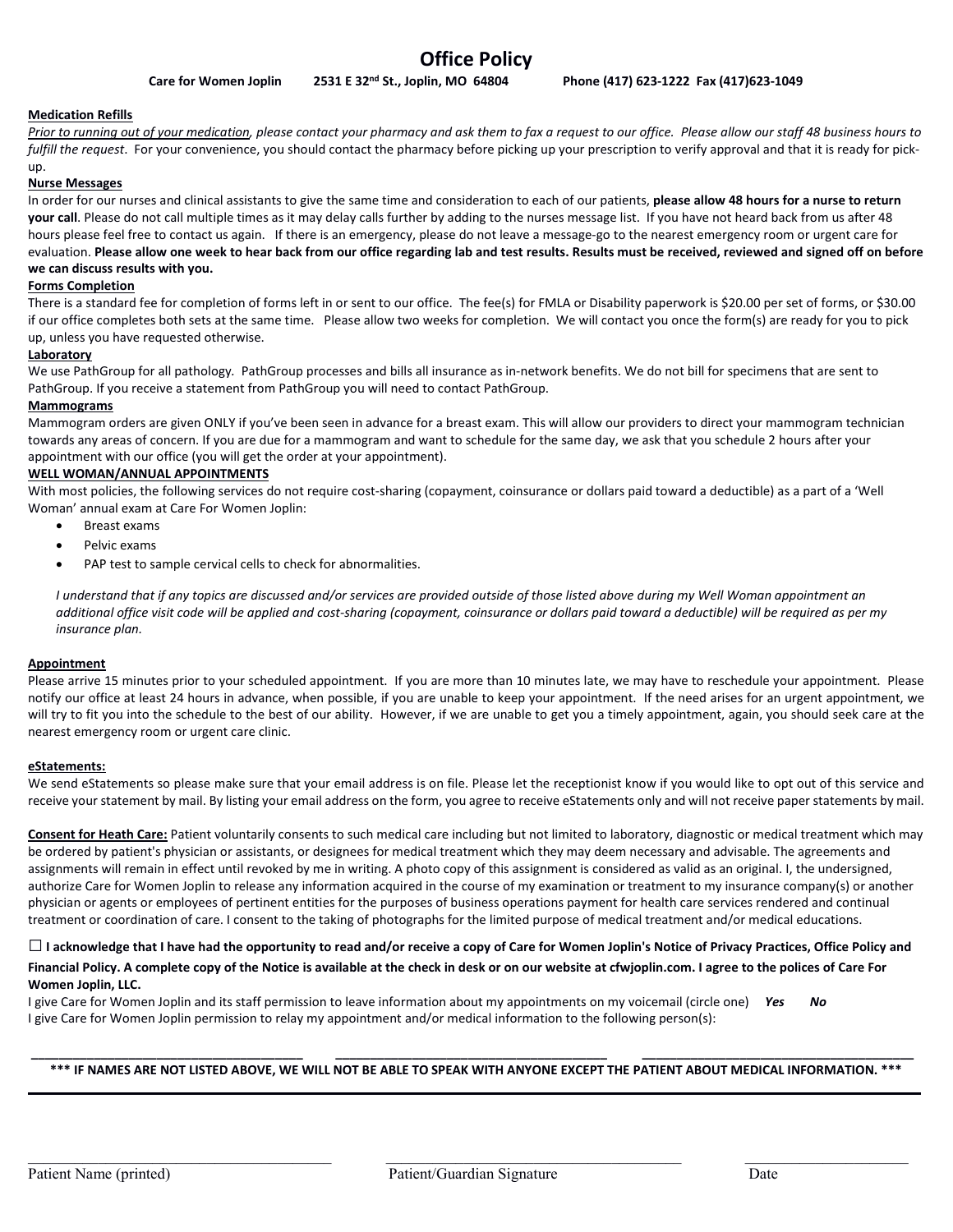# Office Policy

**Care for Women Joplin  2531 E 32nd St., Joplin, MO 64804  Phone (417) 623-1222 Fax (417)623-1049**

**Medication Refills**

*Prior to running out of your medication, please contact your pharmacy and ask them to fax a request to our office. Please allow our staff 48 business hours to fulfill the request*. For your convenience, you should contact the pharmacy before picking up your prescription to verify approval and that it is ready for pick-up.

**Nurse Messages**

In order for our nurses and clinical assistants to give the same time and consideration to each of our patients, **please allow 48 hours for a nurse to return your call**. Please do not call multiple times as it may delay calls further by adding to the nurses message list. If you have not heard back from us after 48 hours please feel free to contact us again. If there is an emergency, please do not leave a message-go to the nearest emergency room or urgent care for evaluation. **Please allow one week to hear back from our office regarding lab and test results. Results must be received, reviewed and signed off on before we can discuss results with you.**

**Forms Completion**

There is a standard fee for completion of forms left in or sent to our office. The fee(s) for FMLA or Disability paperwork is $20.00 per set of forms, or $30.00 if our office completes both sets at the same time. Please allow two weeks for completion. We will contact you once the form(s) are ready for you to pick up, unless you have requested otherwise.

**Laboratory**

We use PathGroup for all pathology. PathGroup processes and bills all insurance as in-network benefits. We do not bill for specimens that are sent to PathGroup. If you receive a statement from PathGroup you will need to contact PathGroup.

**Mammograms**

Mammogram orders are given ONLY if you've been seen in advance for a breast exam. This will allow our providers to direct your mammogram technician towards any areas of concern. If you are due for a mammogram and want to schedule for the same day, we ask that you schedule 2 hours after your appointment with our office (you will get the order at your appointment).

**WELL WOMAN/ANNUAL APPOINTMENTS**

With most policies, the following services do not require cost-sharing (copayment, coinsurance or dollars paid toward a deductible) as a part of a 'Well Woman' annual exam at Care For Women Joplin:

- Breast exams
- Pelvic exams
- PAP test to sample cervical cells to check for abnormalities.

*I understand that if any topics are discussed and/or services are provided outside of those listed above during my Well Woman appointment an additional office visit code will be applied and cost-sharing (copayment, coinsurance or dollars paid toward a deductible) will be required as per my insurance plan.*

**Appointment**

Please arrive 15 minutes prior to your scheduled appointment. If you are more than 10 minutes late, we may have to reschedule your appointment. Please notify our office at least 24 hours in advance, when possible, if you are unable to keep your appointment. If the need arises for an urgent appointment, we will try to fit you into the schedule to the best of our ability. However, if we are unable to get you a timely appointment, again, you should seek care at the nearest emergency room or urgent care clinic.

**eStatements:**

We send eStatements so please make sure that your email address is on file. Please let the receptionist know if you would like to opt out of this service and receive your statement by mail. By listing your email address on the form, you agree to receive eStatements only and will not receive paper statements by mail.

**Consent for Heath Care:** Patient voluntarily consents to such medical care including but not limited to laboratory, diagnostic or medical treatment which may be ordered by patient's physician or assistants, or designees for medical treatment which they may deem necessary and advisable. The agreements and assignments will remain in effect until revoked by me in writing. A photo copy of this assignment is considered as valid as an original. I, the undersigned, authorize Care for Women Joplin to release any information acquired in the course of my examination or treatment to my insurance company(s) or another physician or agents or employees of pertinent entities for the purposes of business operations payment for health care services rendered and continual treatment or coordination of care. I consent to the taking of photographs for the limited purpose of medical treatment and/or medical educations.

☐ **I acknowledge that I have had the opportunity to read and/or receive a copy of Care for Women Joplin's Notice of Privacy Practices, Office Policy and Financial Policy. A complete copy of the Notice is available at the check in desk or on our website at cfwjoplin.com. I agree to the polices of Care For Women Joplin, LLC.**

I give Care for Women Joplin and its staff permission to leave information about my appointments on my voicemail (circle one) ***Yes*** ***No***

I give Care for Women Joplin permission to relay my appointment and/or medical information to the following person(s):

\_\_\_\_\_\_\_\_\_\_\_\_\_\_\_\_\_\_\_\_\_\_\_\_\_\_\_\_\_\_ \_\_\_\_\_\_\_\_\_\_\_\_\_\_\_\_\_\_\_\_\_\_\_\_\_\_\_\_\_\_ \_\_\_\_\_\_\_\_\_\_\_\_\_\_\_\_\_\_\_\_\_\_\_\_\_\_\_\_\_\_

**\*\*\* IF NAMES ARE NOT LISTED ABOVE, WE WILL NOT BE ABLE TO SPEAK WITH ANYONE EXCEPT THE PATIENT ABOUT MEDICAL INFORMATION. \*\*\***

\_\_\_\_\_\_\_\_\_\_\_\_\_\_\_\_\_\_\_\_\_\_\_\_\_\_\_\_\_\_ \_\_\_\_\_\_\_\_\_\_\_\_\_\_\_\_\_\_\_\_\_\_\_\_\_\_\_\_\_\_ \_\_\_\_\_\_\_\_\_\_\_\_\_\_\_\_\_\_\_\_

Patient Name (printed)  Patient/Guardian Signature  Date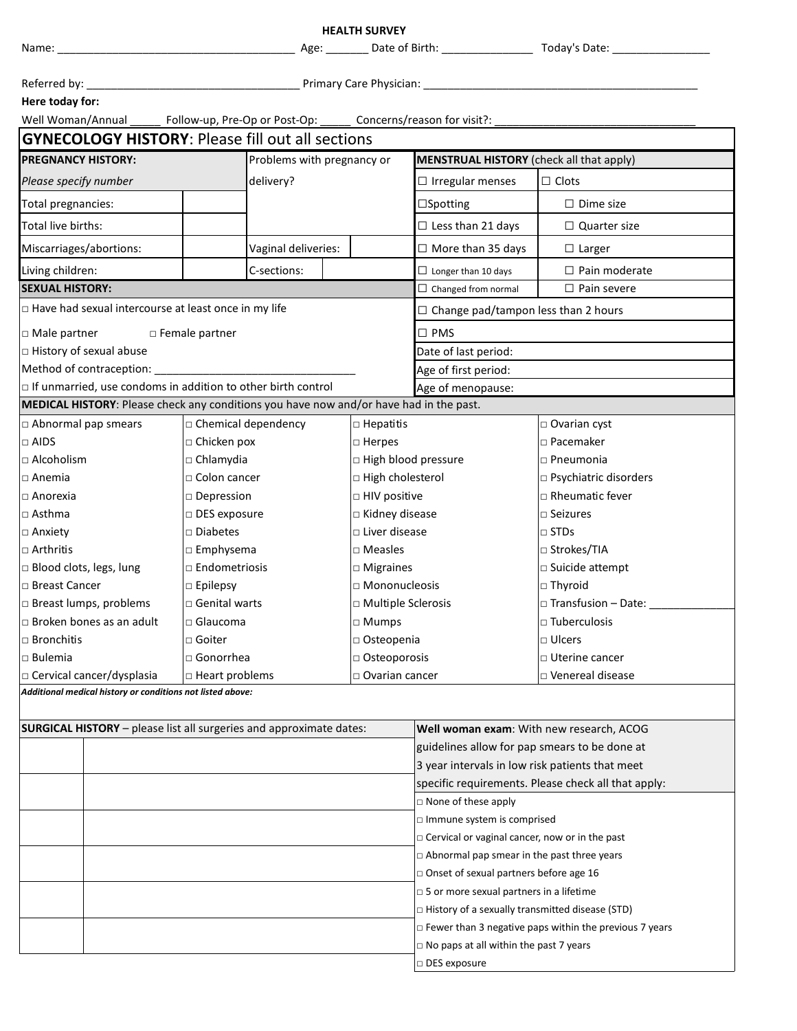# HEALTH SURVEY

Name: ______________________________________ Age: _______ Date of Birth: _______________ Today's Date: ________________

Referred by: ___________________________________ Primary Care Physician: _____________________________________________

**Here today for:**

Well Woman/Annual _____ Follow-up, Pre-Op or Post-Op: _____ Concerns/reason for visit?: _________________________________

## GYNECOLOGY HISTORY: Please fill out all sections

| **PREGNANCY HISTORY:** | | Problems with pregnancy or delivery? | |
|---|---|---|---|
| *Please specify number* | | | |
| Total pregnancies: | | | |
| Total live births: | | | |
| Miscarriages/abortions: | | Vaginal deliveries: | |
| Living children: | | C-sections: | |

| **MENSTRUAL HISTORY** (check all that apply) | |
|---|---|
| ☐ Irregular menses | ☐ Clots |
| ☐Spotting | ☐ Dime size |
| ☐ Less than 21 days | ☐ Quarter size |
| ☐ More than 35 days | ☐ Larger |
| ☐ Longer than 10 days | ☐ Pain moderate |
| ☐ Changed from normal | ☐ Pain severe |
| ☐ Change pad/tampon less than 2 hours | |
| ☐ PMS | |
| Date of last period: | |
| Age of first period: | |
| Age of menopause: | |

**SEXUAL HISTORY:**

□ Have had sexual intercourse at least once in my life

□ Male partner □ Female partner

□ History of sexual abuse

Method of contraception: ________________________________

□ If unmarried, use condoms in addition to other birth control

**MEDICAL HISTORY**: Please check any conditions you have now and/or have had in the past.

| | | | |
|---|---|---|---|
| □ Abnormal pap smears | □ Chemical dependency | □ Hepatitis | □ Ovarian cyst |
| □ AIDS | □ Chicken pox | □ Herpes | □ Pacemaker |
| □ Alcoholism | □ Chlamydia | □ High blood pressure | □ Pneumonia |
| □ Anemia | □ Colon cancer | □ High cholesterol | □ Psychiatric disorders |
| □ Anorexia | □ Depression | □ HIV positive | □ Rheumatic fever |
| □ Asthma | □ DES exposure | □ Kidney disease | □ Seizures |
| □ Anxiety | □ Diabetes | □ Liver disease | □ STDs |
| □ Arthritis | □ Emphysema | □ Measles | □ Strokes/TIA |
| □ Blood clots, legs, lung | □ Endometriosis | □ Migraines | □ Suicide attempt |
| □ Breast Cancer | □ Epilepsy | □ Mononucleosis | □ Thyroid |
| □ Breast lumps, problems | □ Genital warts | □ Multiple Sclerosis | □ Transfusion – Date: _____________ |
| □ Broken bones as an adult | □ Glaucoma | □ Mumps | □ Tuberculosis |
| □ Bronchitis | □ Goiter | □ Osteopenia | □ Ulcers |
| □ Bulemia | □ Gonorrhea | □ Osteoporosis | □ Uterine cancer |
| □ Cervical cancer/dysplasia | □ Heart problems | □ Ovarian cancer | □ Venereal disease |

***Additional medical history or conditions not listed above:***

**SURGICAL HISTORY** – please list all surgeries and approximate dates:

| | |
|---|---|
| | |
| | |
| | |
| | |
| | |
| | |

**Well woman exam**: With new research, ACOG guidelines allow for pap smears to be done at 3 year intervals in low risk patients that meet specific requirements. Please check all that apply:

□ None of these apply

□ Immune system is comprised

□ Cervical or vaginal cancer, now or in the past

□ Abnormal pap smear in the past three years

□ Onset of sexual partners before age 16

□ 5 or more sexual partners in a lifetime

□ History of a sexually transmitted disease (STD)

□ Fewer than 3 negative paps within the previous 7 years

□ No paps at all within the past 7 years

□ DES exposure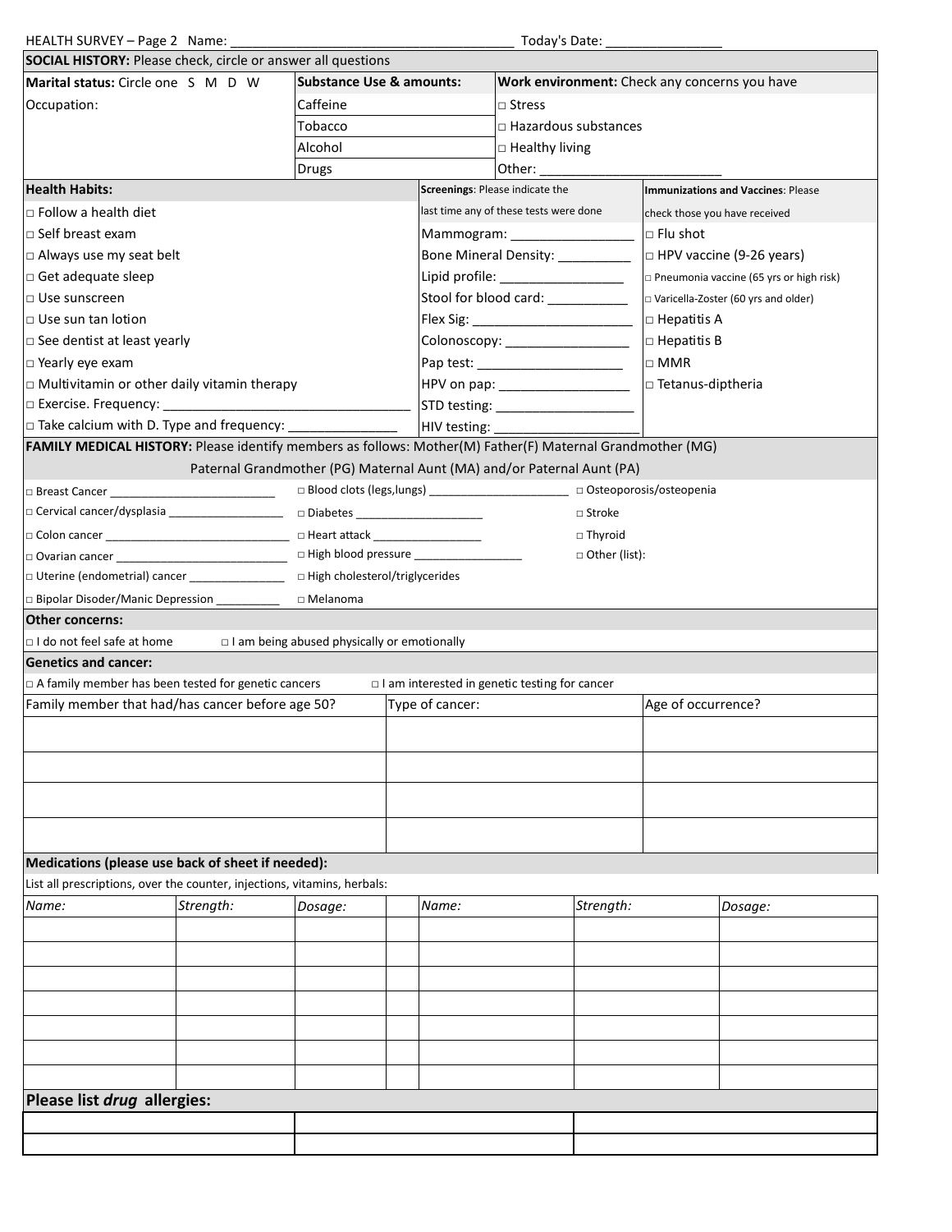HEALTH SURVEY – Page 2 Name: ______________________________________ Today's Date: ________________

## SOCIAL HISTORY: Please check, circle or answer all questions

| Marital status: Circle one S M D W | Substance Use & amounts: | Work environment: Check any concerns you have |
|---|---|---|
| Occupation: | Caffeine | □ Stress |
| | Tobacco | □ Hazardous substances |
| | Alcohol | □ Healthy living |
| | Drugs | Other: ________________________ |

| Health Habits: | Screenings: Please indicate the last time any of these tests were done | Immunizations and Vaccines: Please check those you have received |
|---|---|---|
| □ Follow a health diet | | |
| □ Self breast exam | Mammogram: ________________ | □ Flu shot |
| □ Always use my seat belt | Bone Mineral Density: __________ | □ HPV vaccine (9-26 years) |
| □ Get adequate sleep | Lipid profile: ________________ | □ Pneumonia vaccine (65 yrs or high risk) |
| □ Use sunscreen | Stool for blood card: ___________ | □ Varicella-Zoster (60 yrs and older) |
| □ Use sun tan lotion | Flex Sig: _____________________ | □ Hepatitis A |
| □ See dentist at least yearly | Colonoscopy: _________________ | □ Hepatitis B |
| □ Yearly eye exam | Pap test: ____________________ | □ MMR |
| □ Multivitamin or other daily vitamin therapy | HPV on pap: __________________ | □ Tetanus-diptheria |
| □ Exercise. Frequency: ________________________________ | STD testing: ___________________ | |
| □ Take calcium with D. Type and frequency: _______________ | HIV testing: ____________________ | |

## FAMILY MEDICAL HISTORY: Please identify members as follows: Mother(M) Father(F) Maternal Grandmother (MG) Paternal Grandmother (PG) Maternal Aunt (MA) and/or Paternal Aunt (PA)

| | | |
|---|---|---|
| □ Breast Cancer _________________________ | □ Blood clots (legs,lungs) _____________________ | □ Osteoporosis/osteopenia |
| □ Cervical cancer/dysplasia __________________ | □ Diabetes ___________________ | □ Stroke |
| □ Colon cancer _____________________________ | □ Heart attack ________________ | □ Thyroid |
| □ Ovarian cancer ___________________________ | □ High blood pressure ________________ | □ Other (list): |
| □ Uterine (endometrial) cancer _______________ | □ High cholesterol/triglycerides | |
| □ Bipolar Disoder/Manic Depression __________ | □ Melanoma | |

## Other concerns:

□ I do not feel safe at home □ I am being abused physically or emotionally

## Genetics and cancer:

□ A family member has been tested for genetic cancers □ I am interested in genetic testing for cancer

| Family member that had/has cancer before age 50? | Type of cancer: | Age of occurrence? |
|---|---|---|
| | | |
| | | |
| | | |
| | | |

## Medications (please use back of sheet if needed):

List all prescriptions, over the counter, injections, vitamins, herbals:

| *Name:* | *Strength:* | *Dosage:* | | *Name:* | *Strength:* | *Dosage:* |
|---|---|---|---|---|---|---|
| | | | | | | |
| | | | | | | |
| | | | | | | |
| | | | | | | |
| | | | | | | |
| | | | | | | |
| | | | | | | |

## Please list *drug* allergies:

| | | |
|---|---|---|
| | | |
| | | |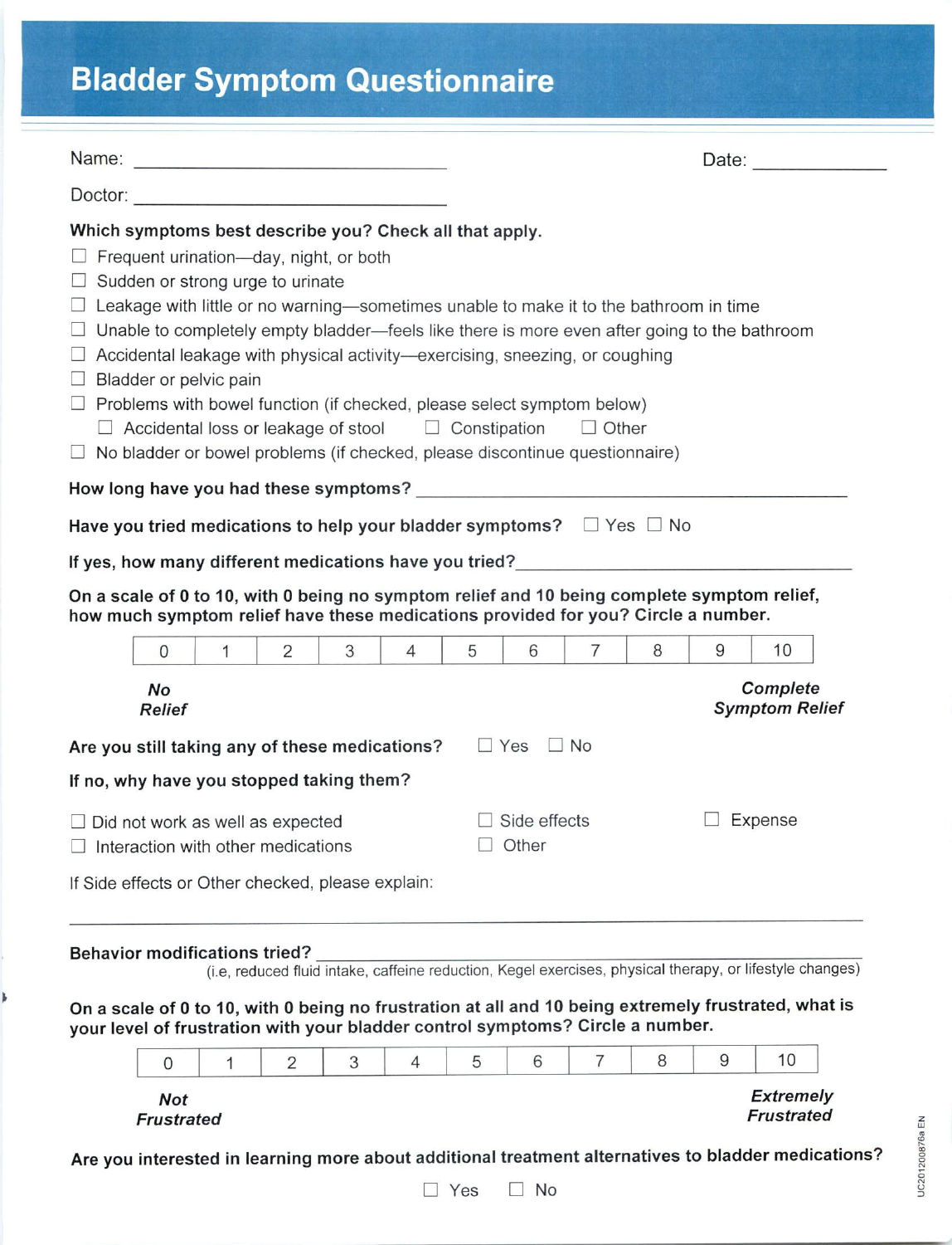# Bladder Symptom Questionnaire

Name: ______________________________ Date: ____________

Doctor: ______________________________

**Which symptoms best describe you? Check all that apply.**

- ☐ Frequent urination—day, night, or both
- ☐ Sudden or strong urge to urinate
- ☐ Leakage with little or no warning—sometimes unable to make it to the bathroom in time
- ☐ Unable to completely empty bladder—feels like there is more even after going to the bathroom
- ☐ Accidental leakage with physical activity—exercising, sneezing, or coughing
- ☐ Bladder or pelvic pain
- ☐ Problems with bowel function (if checked, please select symptom below)
  - ☐ Accidental loss or leakage of stool ☐ Constipation ☐ Other
- ☐ No bladder or bowel problems (if checked, please discontinue questionnaire)

**How long have you had these symptoms?** ______________________________

**Have you tried medications to help your bladder symptoms?** ☐ Yes ☐ No

**If yes, how many different medications have you tried?** ______________________________

**On a scale of 0 to 10, with 0 being no symptom relief and 10 being complete symptom relief, how much symptom relief have these medications provided for you? Circle a number.**

| 0 | 1 | 2 | 3 | 4 | 5 | 6 | 7 | 8 | 9 | 10 |
|---|---|---|---|---|---|---|---|---|---|---|

***No Relief*** ... ***Complete Symptom Relief***

**Are you still taking any of these medications?** ☐ Yes ☐ No

**If no, why have you stopped taking them?**

- ☐ Did not work as well as expected
- ☐ Side effects
- ☐ Expense
- ☐ Interaction with other medications
- ☐ Other

If Side effects or Other checked, please explain:

______________________________

**Behavior modifications tried?** ______________________________
(i.e, reduced fluid intake, caffeine reduction, Kegel exercises, physical therapy, or lifestyle changes)

**On a scale of 0 to 10, with 0 being no frustration at all and 10 being extremely frustrated, what is your level of frustration with your bladder control symptoms? Circle a number.**

| 0 | 1 | 2 | 3 | 4 | 5 | 6 | 7 | 8 | 9 | 10 |
|---|---|---|---|---|---|---|---|---|---|---|

***Not Frustrated*** ... ***Extremely Frustrated***

**Are you interested in learning more about additional treatment alternatives to bladder medications?**

☐ Yes ☐ No

UC201200876a EN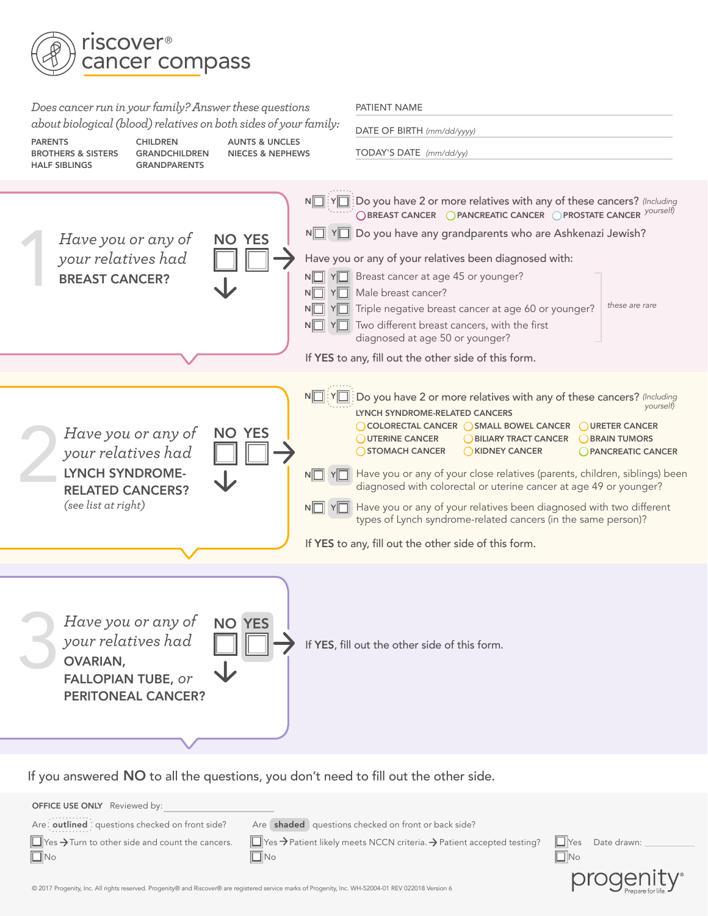# riscover® cancer compass

*Does cancer run in your family? Answer these questions about biological (blood) relatives on both sides of your family:*

PARENTS
BROTHERS & SISTERS
HALF SIBLINGS
CHILDREN
GRANDCHILDREN
GRANDPARENTS
AUNTS & UNCLES
NIECES & NEPHEWS

PATIENT NAME

DATE OF BIRTH *(mm/dd/yyyy)*

TODAY'S DATE *(mm/dd/yy)*

## 1 *Have you or any of your relatives had* BREAST CANCER?

NO ☐ YES ☐ →

- N☐ Y☐ Do you have 2 or more relatives with any of these cancers? *(Including yourself)*
  - ◯ BREAST CANCER ◯ PANCREATIC CANCER ◯ PROSTATE CANCER
- N☐ Y☐ Do you have any grandparents who are Ashkenazi Jewish?

Have you or any of your relatives been diagnosed with:

- N☐ Y☐ Breast cancer at age 45 or younger?
- N☐ Y☐ Male breast cancer?
- N☐ Y☐ Triple negative breast cancer at age 60 or younger?
- N☐ Y☐ Two different breast cancers, with the first diagnosed at age 50 or younger?

*these are rare*

If **YES** to any, fill out the other side of this form.

## 2 *Have you or any of your relatives had* LYNCH SYNDROME-RELATED CANCERS? *(see list at right)*

NO ☐ YES ☐ →

- N☐ Y☐ Do you have 2 or more relatives with any of these cancers? *(Including yourself)*

LYNCH SYNDROME-RELATED CANCERS

- ◯ COLORECTAL CANCER ◯ SMALL BOWEL CANCER ◯ URETER CANCER
- ◯ UTERINE CANCER ◯ BILIARY TRACT CANCER ◯ BRAIN TUMORS
- ◯ STOMACH CANCER ◯ KIDNEY CANCER ◯ PANCREATIC CANCER

- N☐ Y☐ Have you or any of your close relatives (parents, children, siblings) been diagnosed with colorectal or uterine cancer at age 49 or younger?
- N☐ Y☐ Have you or any of your relatives been diagnosed with two different types of Lynch syndrome-related cancers (in the same person)?

If **YES** to any, fill out the other side of this form.

## 3 *Have you or any of your relatives had* OVARIAN, FALLOPIAN TUBE, *or* PERITONEAL CANCER?

NO ☐ YES ☐ →

If **YES**, fill out the other side of this form.

If you answered **NO** to all the questions, you don't need to fill out the other side.

**OFFICE USE ONLY** Reviewed by: ____________________

Are **outlined** questions checked on front side?
☐ Yes → Turn to other side and count the cancers.
☐ No

Are **shaded** questions checked on front or back side?
☐ Yes → Patient likely meets NCCN criteria. → Patient accepted testing?
☐ No

☐ Yes Date drawn: __________
☐ No

© 2017 Progenity, Inc. All rights reserved. Progenity® and Riscover® are registered service marks of Progenity, Inc. WH-52004-01 REV 022018 Version 6

progenity® Prepare for life.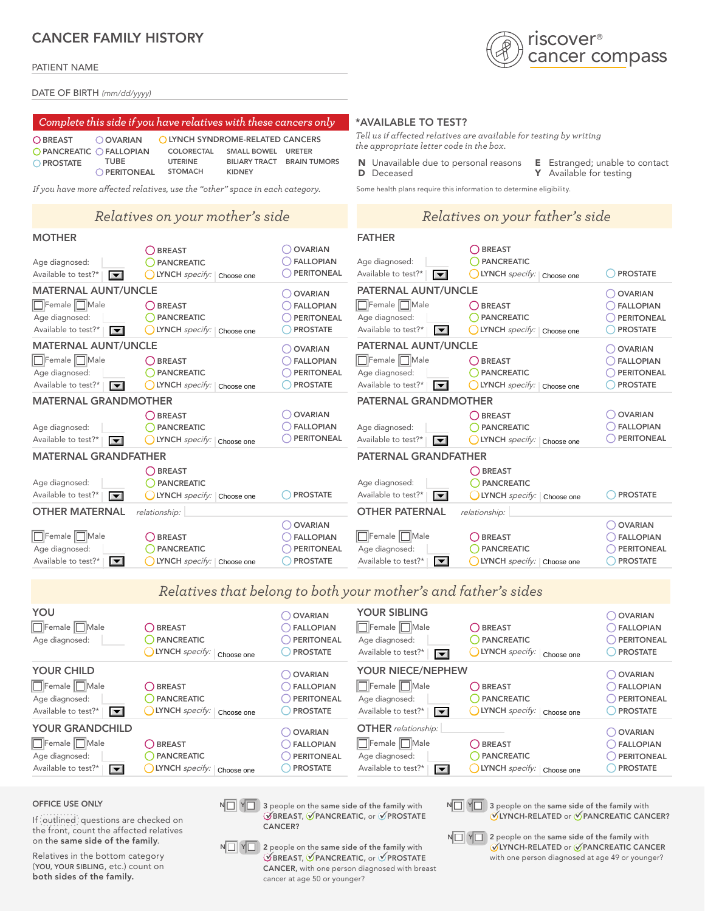# CANCER FAMILY HISTORY

PATIENT NAME

DATE OF BIRTH *(mm/dd/yyyy)*

riscover® cancer compass

*Complete this side if you have relatives with these cancers only*

- BREAST
- PANCREATIC
- PROSTATE
- OVARIAN
- FALLOPIAN TUBE
- PERITONEAL
- LYNCH SYNDROME-RELATED CANCERS: COLORECTAL, UTERINE, STOMACH, SMALL BOWEL, BILIARY TRACT, KIDNEY, URETER, BRAIN TUMORS

*If you have more affected relatives, use the "other" space in each category.*

## *AVAILABLE TO TEST?

*Tell us if affected relatives are available for testing by writing the appropriate letter code in the box.*

- **N** Unavailable due to personal reasons
- **D** Deceased
- **E** Estranged; unable to contact
- **Y** Available for testing

Some health plans require this information to determine eligibility.

## *Relatives on your mother's side*

### MOTHER
Age diagnosed: ___ Available to test?* ___
- BREAST
- PANCREATIC
- LYNCH *specify:* Choose one
- OVARIAN
- FALLOPIAN
- PERITONEAL

### MATERNAL AUNT/UNCLE
☐ Female ☐ Male
Age diagnosed: ___ Available to test?* ___
- BREAST
- PANCREATIC
- LYNCH *specify:* Choose one
- OVARIAN
- FALLOPIAN
- PERITONEAL
- PROSTATE

### MATERNAL AUNT/UNCLE
☐ Female ☐ Male
Age diagnosed: ___ Available to test?* ___
- BREAST
- PANCREATIC
- LYNCH *specify:* Choose one
- OVARIAN
- FALLOPIAN
- PERITONEAL
- PROSTATE

### MATERNAL GRANDMOTHER
Age diagnosed: ___ Available to test?* ___
- BREAST
- PANCREATIC
- LYNCH *specify:* Choose one
- OVARIAN
- FALLOPIAN
- PERITONEAL

### MATERNAL GRANDFATHER
Age diagnosed: ___ Available to test?* ___
- BREAST
- PANCREATIC
- LYNCH *specify:* Choose one
- PROSTATE

### OTHER MATERNAL
*relationship:* ___
☐ Female ☐ Male
Age diagnosed: ___ Available to test?* ___
- BREAST
- PANCREATIC
- LYNCH *specify:* Choose one
- OVARIAN
- FALLOPIAN
- PERITONEAL
- PROSTATE

## *Relatives on your father's side*

### FATHER
Age diagnosed: ___ Available to test?* ___
- BREAST
- PANCREATIC
- LYNCH *specify:* Choose one
- PROSTATE

### PATERNAL AUNT/UNCLE
☐ Female ☐ Male
Age diagnosed: ___ Available to test?* ___
- BREAST
- PANCREATIC
- LYNCH *specify:* Choose one
- OVARIAN
- FALLOPIAN
- PERITONEAL
- PROSTATE

### PATERNAL AUNT/UNCLE
☐ Female ☐ Male
Age diagnosed: ___ Available to test?* ___
- BREAST
- PANCREATIC
- LYNCH *specify:* Choose one
- OVARIAN
- FALLOPIAN
- PERITONEAL
- PROSTATE

### PATERNAL GRANDMOTHER
Age diagnosed: ___ Available to test?* ___
- BREAST
- PANCREATIC
- LYNCH *specify:* Choose one
- OVARIAN
- FALLOPIAN
- PERITONEAL

### PATERNAL GRANDFATHER
Age diagnosed: ___ Available to test?* ___
- BREAST
- PANCREATIC
- LYNCH *specify:* Choose one
- PROSTATE

### OTHER PATERNAL
*relationship:* ___
☐ Female ☐ Male
Age diagnosed: ___ Available to test?* ___
- BREAST
- PANCREATIC
- LYNCH *specify:* Choose one
- OVARIAN
- FALLOPIAN
- PERITONEAL
- PROSTATE

## *Relatives that belong to both your mother's and father's sides*

### YOU
☐ Female ☐ Male
Age diagnosed: ___
- BREAST
- PANCREATIC
- LYNCH *specify:* Choose one
- OVARIAN
- FALLOPIAN
- PERITONEAL
- PROSTATE

### YOUR SIBLING
☐ Female ☐ Male
Age diagnosed: ___ Available to test?* ___
- BREAST
- PANCREATIC
- LYNCH *specify:* Choose one
- OVARIAN
- FALLOPIAN
- PERITONEAL
- PROSTATE

### YOUR CHILD
☐ Female ☐ Male
Age diagnosed: ___ Available to test?* ___
- BREAST
- PANCREATIC
- LYNCH *specify:* Choose one
- OVARIAN
- FALLOPIAN
- PERITONEAL
- PROSTATE

### YOUR NIECE/NEPHEW
☐ Female ☐ Male
Age diagnosed: ___ Available to test?* ___
- BREAST
- PANCREATIC
- LYNCH *specify:* Choose one
- OVARIAN
- FALLOPIAN
- PERITONEAL
- PROSTATE

### YOUR GRANDCHILD
☐ Female ☐ Male
Age diagnosed: ___ Available to test?* ___
- BREAST
- PANCREATIC
- LYNCH *specify:* Choose one
- OVARIAN
- FALLOPIAN
- PERITONEAL
- PROSTATE

### OTHER *relationship:* ___
☐ Female ☐ Male
Age diagnosed: ___ Available to test?* ___
- BREAST
- PANCREATIC
- LYNCH *specify:* Choose one
- OVARIAN
- FALLOPIAN
- PERITONEAL
- PROSTATE

## OFFICE USE ONLY

If outlined questions are checked on the front, count the affected relatives on the **same side of the family**.

Relatives in the bottom category (**YOU, YOUR SIBLING,** etc.) count on **both sides of the family.**

- N☐ Y☐ 3 people on the **same side of the family** with ✓BREAST, ✓PANCREATIC, or ✓PROSTATE CANCER?
- N☐ Y☐ 2 people on the **same side of the family** with ✓BREAST, ✓PANCREATIC, or ✓PROSTATE CANCER, with one person diagnosed with breast cancer at age 50 or younger?
- N☐ Y☐ 3 people on the **same side of the family** with ✓LYNCH-RELATED or ✓PANCREATIC CANCER?
- N☐ Y☐ 2 people on the **same side of the family** with ✓LYNCH-RELATED or ✓PANCREATIC CANCER with one person diagnosed at age 49 or younger?